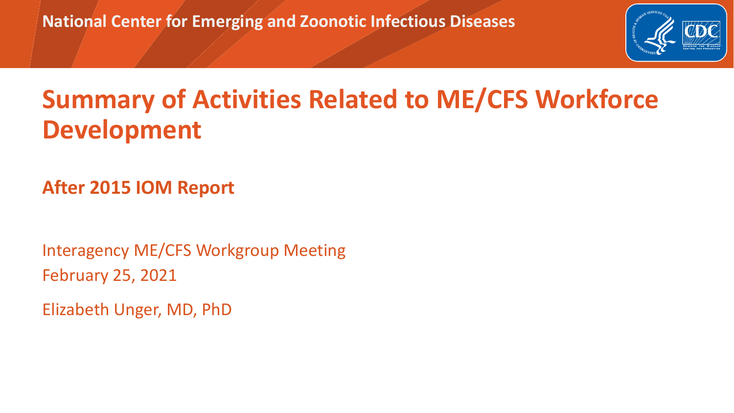National Center for Emerging and Zoonotic Infectious Diseases

# Summary of Activities Related to ME/CFS Workforce Development

**After 2015 IOM Report**

Interagency ME/CFS Workgroup Meeting

February 25, 2021

Elizabeth Unger, MD, PhD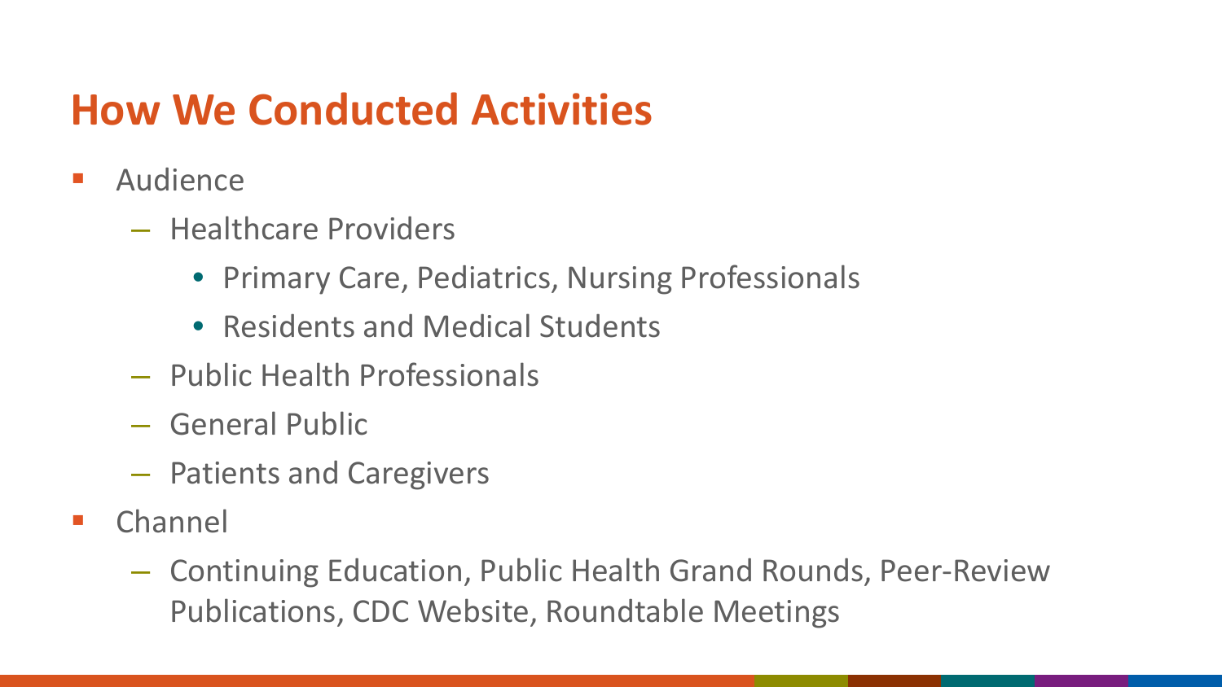# How We Conducted Activities

- Audience
  - Healthcare Providers
    - Primary Care, Pediatrics, Nursing Professionals
    - Residents and Medical Students
  - Public Health Professionals
  - General Public
  - Patients and Caregivers
- Channel
  - Continuing Education, Public Health Grand Rounds, Peer-Review Publications, CDC Website, Roundtable Meetings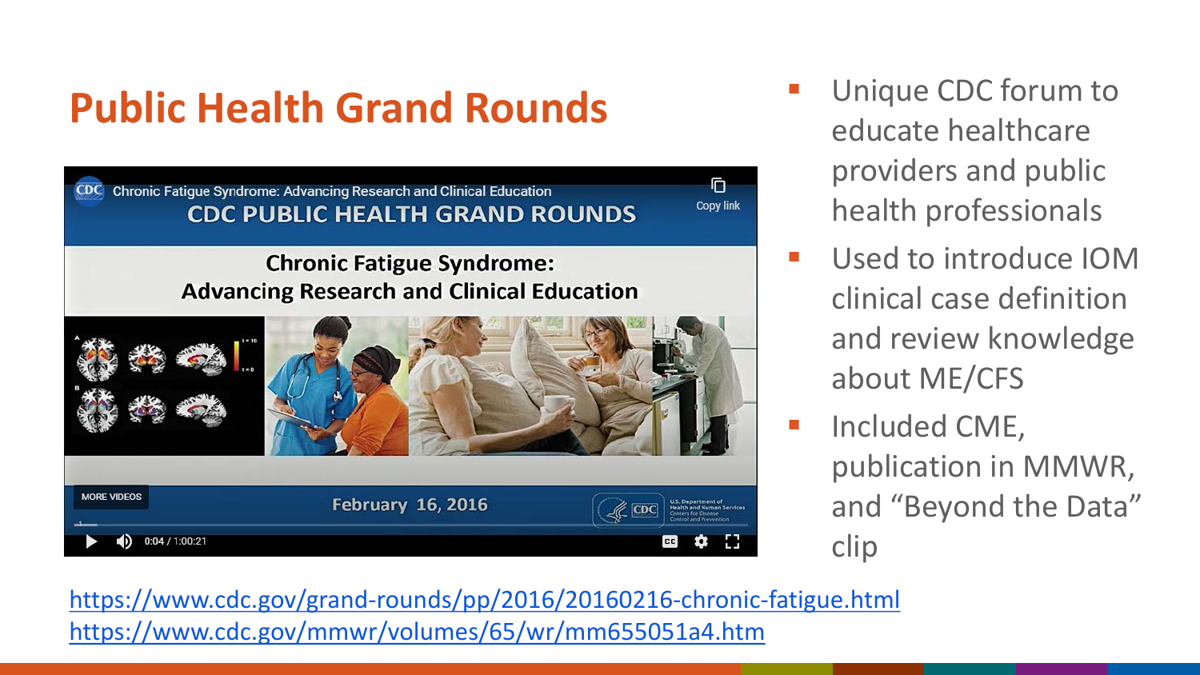# Public Health Grand Rounds

- Unique CDC forum to educate healthcare providers and public health professionals
- Used to introduce IOM clinical case definition and review knowledge about ME/CFS
- Included CME, publication in MMWR, and "Beyond the Data" clip

https://www.cdc.gov/grand-rounds/pp/2016/20160216-chronic-fatigue.html
https://www.cdc.gov/mmwr/volumes/65/wr/mm655051a4.htm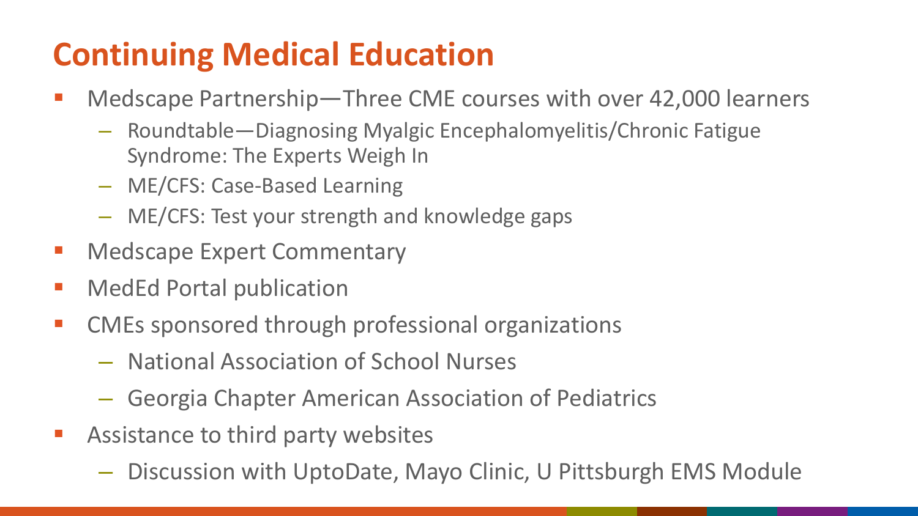# Continuing Medical Education

- Medscape Partnership—Three CME courses with over 42,000 learners
  - Roundtable—Diagnosing Myalgic Encephalomyelitis/Chronic Fatigue Syndrome: The Experts Weigh In
  - ME/CFS: Case-Based Learning
  - ME/CFS: Test your strength and knowledge gaps
- Medscape Expert Commentary
- MedEd Portal publication
- CMEs sponsored through professional organizations
  - National Association of School Nurses
  - Georgia Chapter American Association of Pediatrics
- Assistance to third party websites
  - Discussion with UptoDate, Mayo Clinic, U Pittsburgh EMS Module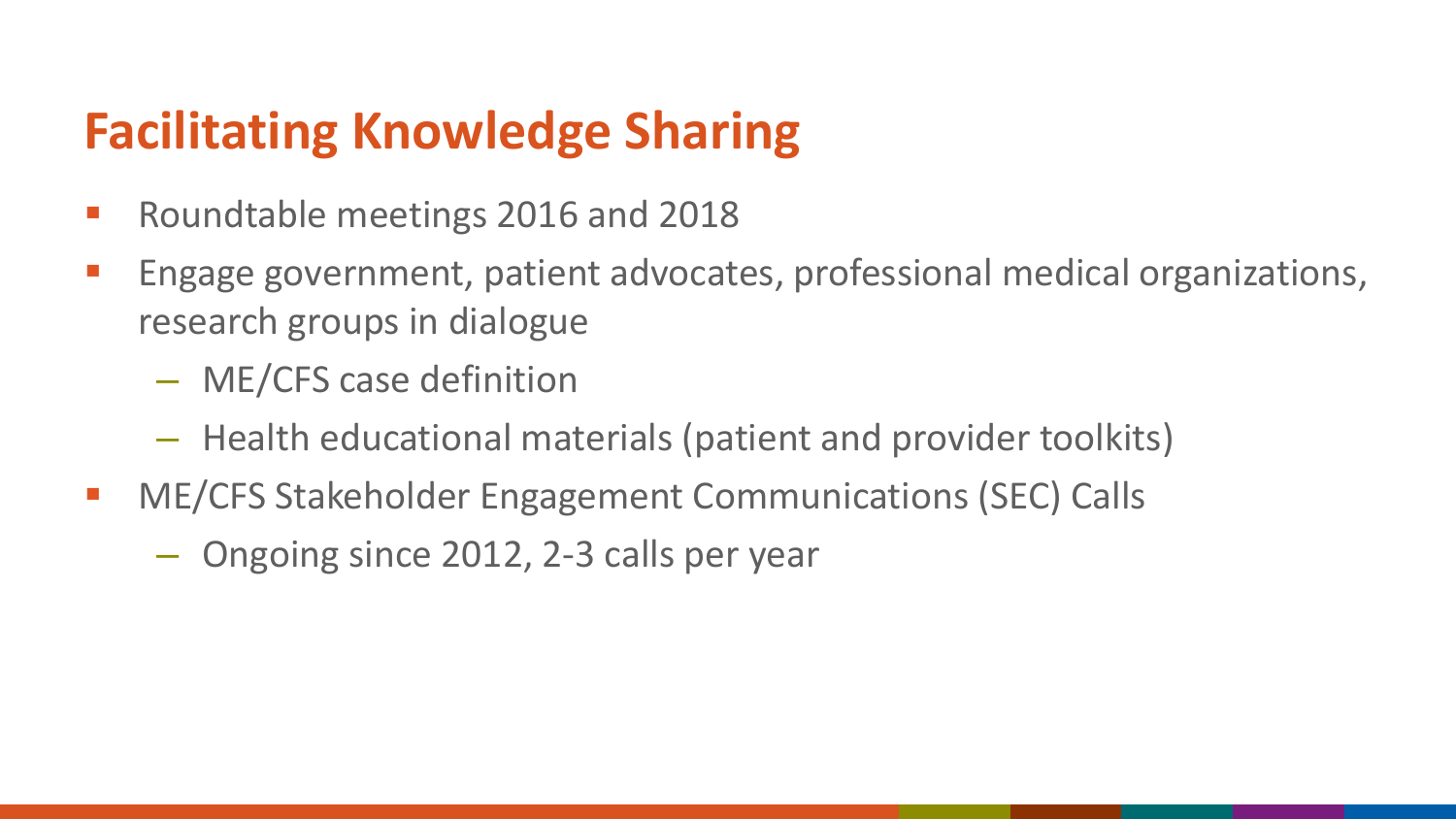## Facilitating Knowledge Sharing

- Roundtable meetings 2016 and 2018
- Engage government, patient advocates, professional medical organizations, research groups in dialogue
  - ME/CFS case definition
  - Health educational materials (patient and provider toolkits)
- ME/CFS Stakeholder Engagement Communications (SEC) Calls
  - Ongoing since 2012, 2-3 calls per year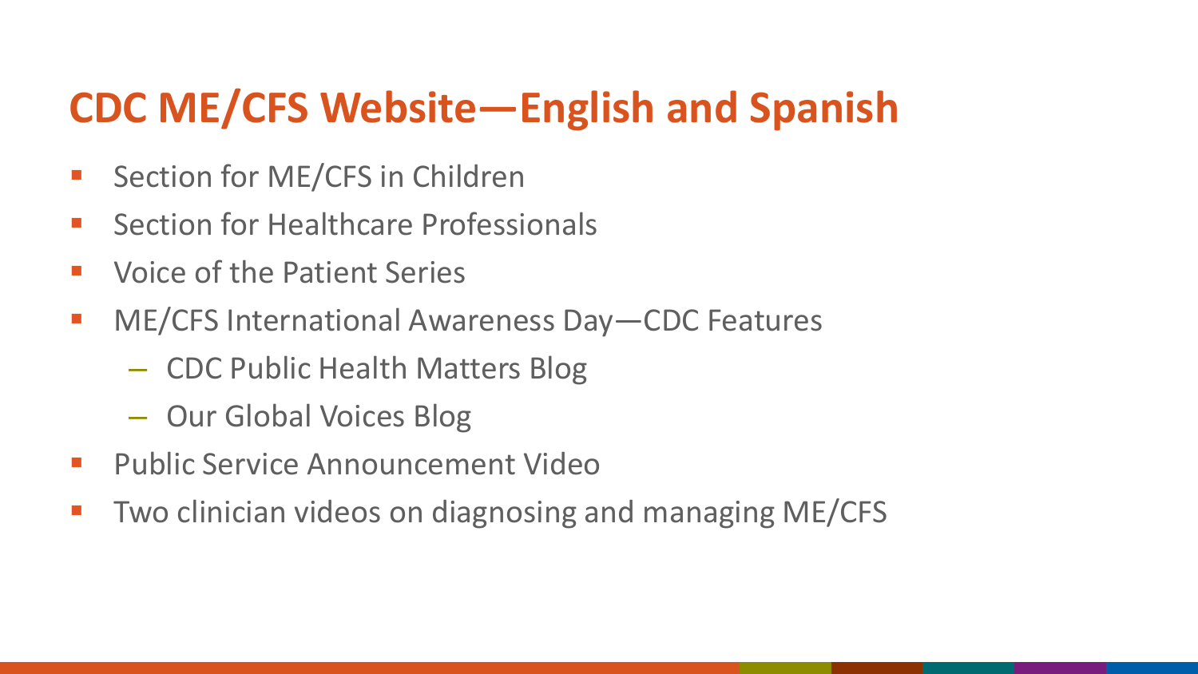# CDC ME/CFS Website—English and Spanish

- Section for ME/CFS in Children
- Section for Healthcare Professionals
- Voice of the Patient Series
- ME/CFS International Awareness Day—CDC Features
  - CDC Public Health Matters Blog
  - Our Global Voices Blog
- Public Service Announcement Video
- Two clinician videos on diagnosing and managing ME/CFS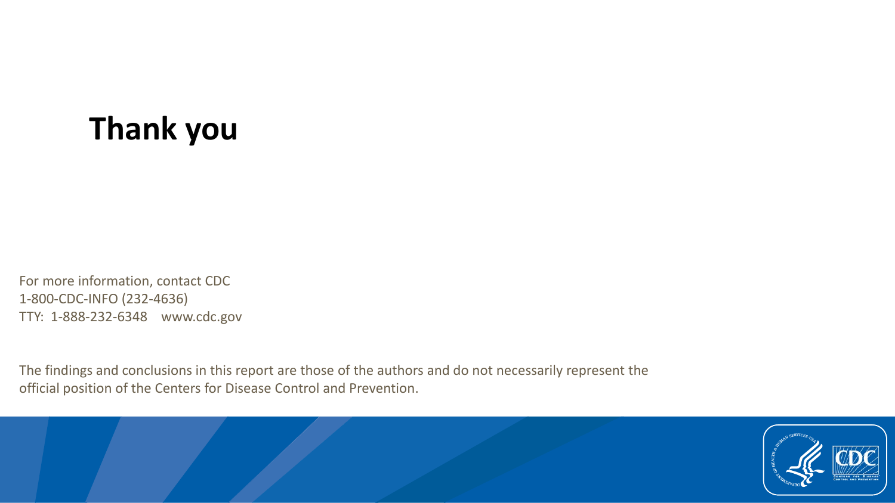# Thank you

For more information, contact CDC
1-800-CDC-INFO (232-4636)
TTY: 1-888-232-6348 www.cdc.gov

The findings and conclusions in this report are those of the authors and do not necessarily represent the official position of the Centers for Disease Control and Prevention.